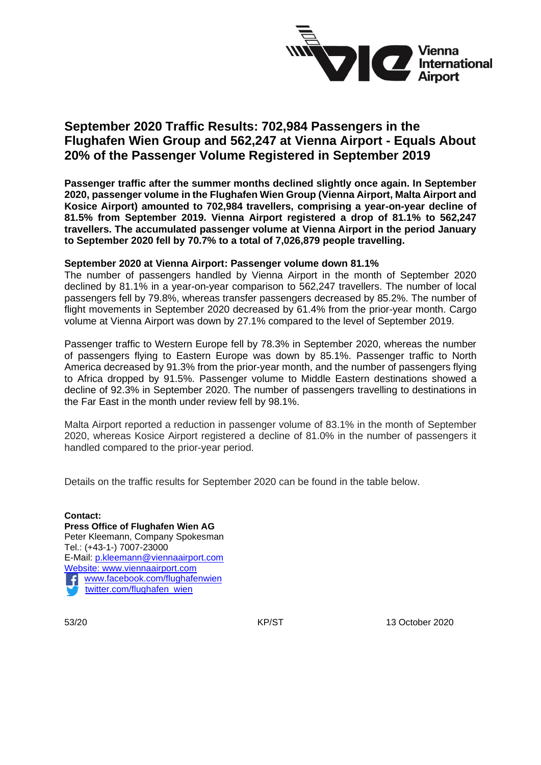Vienna International Airport

# September 2020 Traffic Results: 702,984 Passengers in the Flughafen Wien Group and 562,247 at Vienna Airport - Equals About 20% of the Passenger Volume Registered in September 2019

**Passenger traffic after the summer months declined slightly once again. In September 2020, passenger volume in the Flughafen Wien Group (Vienna Airport, Malta Airport and Kosice Airport) amounted to 702,984 travellers, comprising a year-on-year decline of 81.5% from September 2019. Vienna Airport registered a drop of 81.1% to 562,247 travellers. The accumulated passenger volume at Vienna Airport in the period January to September 2020 fell by 70.7% to a total of 7,026,879 people travelling.**

**September 2020 at Vienna Airport: Passenger volume down 81.1%**

The number of passengers handled by Vienna Airport in the month of September 2020 declined by 81.1% in a year-on-year comparison to 562,247 travellers. The number of local passengers fell by 79.8%, whereas transfer passengers decreased by 85.2%. The number of flight movements in September 2020 decreased by 61.4% from the prior-year month. Cargo volume at Vienna Airport was down by 27.1% compared to the level of September 2019.

Passenger traffic to Western Europe fell by 78.3% in September 2020, whereas the number of passengers flying to Eastern Europe was down by 85.1%. Passenger traffic to North America decreased by 91.3% from the prior-year month, and the number of passengers flying to Africa dropped by 91.5%. Passenger volume to Middle Eastern destinations showed a decline of 92.3% in September 2020. The number of passengers travelling to destinations in the Far East in the month under review fell by 98.1%.

Malta Airport reported a reduction in passenger volume of 83.1% in the month of September 2020, whereas Kosice Airport registered a decline of 81.0% in the number of passengers it handled compared to the prior-year period.

Details on the traffic results for September 2020 can be found in the table below.

**Contact:**
**Press Office of Flughafen Wien AG**
Peter Kleemann, Company Spokesman
Tel.: (+43-1-) 7007-23000
E-Mail: p.kleemann@viennaairport.com
Website: www.viennaairport.com
www.facebook.com/flughafenwien
twitter.com/flughafen_wien

53/20 KP/ST 13 October 2020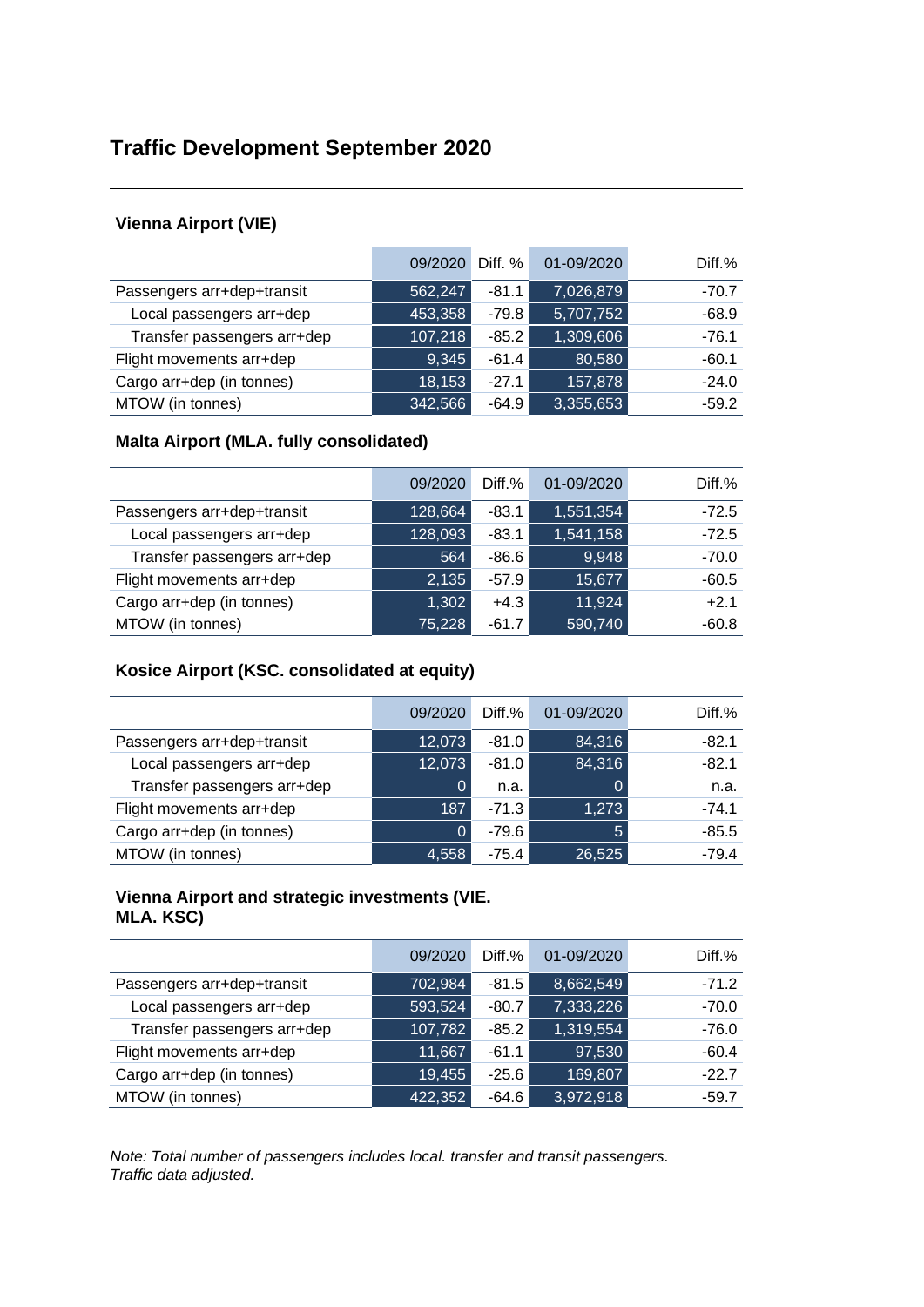# Traffic Development September 2020

### Vienna Airport (VIE)

| | 09/2020 | Diff. % | 01-09/2020 | Diff.% |
|---|---|---|---|---|
| Passengers arr+dep+transit | 562,247 | -81.1 | 7,026,879 | -70.7 |
| Local passengers arr+dep | 453,358 | -79.8 | 5,707,752 | -68.9 |
| Transfer passengers arr+dep | 107,218 | -85.2 | 1,309,606 | -76.1 |
| Flight movements arr+dep | 9,345 | -61.4 | 80,580 | -60.1 |
| Cargo arr+dep (in tonnes) | 18,153 | -27.1 | 157,878 | -24.0 |
| MTOW (in tonnes) | 342,566 | -64.9 | 3,355,653 | -59.2 |

### Malta Airport (MLA. fully consolidated)

| | 09/2020 | Diff.% | 01-09/2020 | Diff.% |
|---|---|---|---|---|
| Passengers arr+dep+transit | 128,664 | -83.1 | 1,551,354 | -72.5 |
| Local passengers arr+dep | 128,093 | -83.1 | 1,541,158 | -72.5 |
| Transfer passengers arr+dep | 564 | -86.6 | 9,948 | -70.0 |
| Flight movements arr+dep | 2,135 | -57.9 | 15,677 | -60.5 |
| Cargo arr+dep (in tonnes) | 1,302 | +4.3 | 11,924 | +2.1 |
| MTOW (in tonnes) | 75,228 | -61.7 | 590,740 | -60.8 |

### Kosice Airport (KSC. consolidated at equity)

| | 09/2020 | Diff.% | 01-09/2020 | Diff.% |
|---|---|---|---|---|
| Passengers arr+dep+transit | 12,073 | -81.0 | 84,316 | -82.1 |
| Local passengers arr+dep | 12,073 | -81.0 | 84,316 | -82.1 |
| Transfer passengers arr+dep | 0 | n.a. | 0 | n.a. |
| Flight movements arr+dep | 187 | -71.3 | 1,273 | -74.1 |
| Cargo arr+dep (in tonnes) | 0 | -79.6 | 5 | -85.5 |
| MTOW (in tonnes) | 4,558 | -75.4 | 26,525 | -79.4 |

### Vienna Airport and strategic investments (VIE. MLA. KSC)

| | 09/2020 | Diff.% | 01-09/2020 | Diff.% |
|---|---|---|---|---|
| Passengers arr+dep+transit | 702,984 | -81.5 | 8,662,549 | -71.2 |
| Local passengers arr+dep | 593,524 | -80.7 | 7,333,226 | -70.0 |
| Transfer passengers arr+dep | 107,782 | -85.2 | 1,319,554 | -76.0 |
| Flight movements arr+dep | 11,667 | -61.1 | 97,530 | -60.4 |
| Cargo arr+dep (in tonnes) | 19,455 | -25.6 | 169,807 | -22.7 |
| MTOW (in tonnes) | 422,352 | -64.6 | 3,972,918 | -59.7 |

*Note: Total number of passengers includes local. transfer and transit passengers. Traffic data adjusted.*